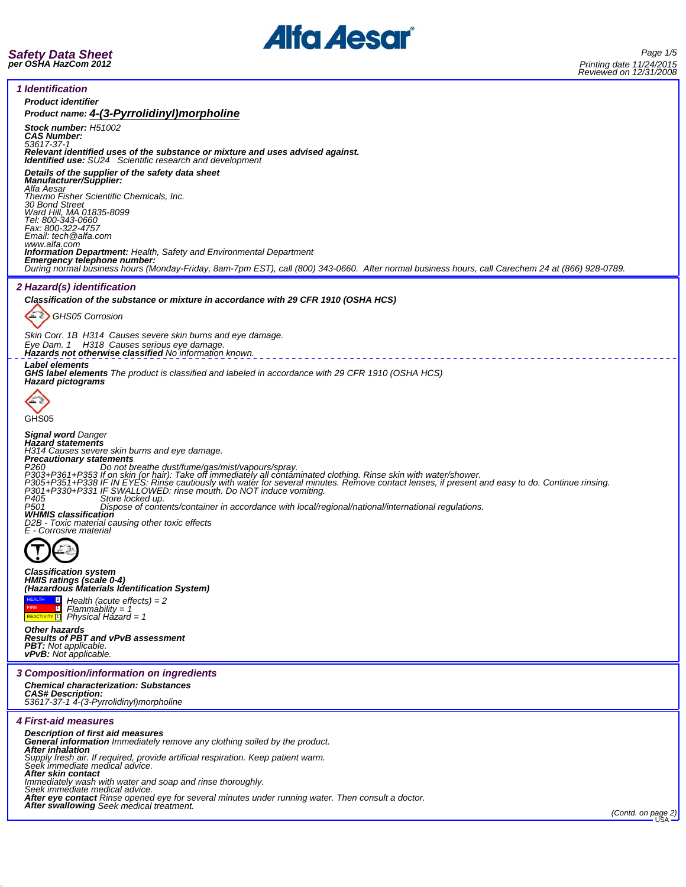# Safety Data Sheet
**per OSHA HazCom 2012**

Printing date 11/24/2015
Reviewed on 12/31/2008

## 1 Identification

**Product identifier**

**Product name: 4-(3-Pyrrolidinyl)morpholine**

**Stock number:** H51002
**CAS Number:**
53617-37-1
**Relevant identified uses of the substance or mixture and uses advised against.**
**Identified use:** SU24 Scientific research and development

**Details of the supplier of the safety data sheet**
**Manufacturer/Supplier:**
Alfa Aesar
Thermo Fisher Scientific Chemicals, Inc.
30 Bond Street
Ward Hill, MA 01835-8099
Tel: 800-343-0660
Fax: 800-322-4757
Email: tech@alfa.com
www.alfa.com
**Information Department:** Health, Safety and Environmental Department
**Emergency telephone number:**
During normal business hours (Monday-Friday, 8am-7pm EST), call (800) 343-0660. After normal business hours, call Carechem 24 at (866) 928-0789.

## 2 Hazard(s) identification

**Classification of the substance or mixture in accordance with 29 CFR 1910 (OSHA HCS)**

GHS05 Corrosion

Skin Corr. 1B H314 Causes severe skin burns and eye damage.
Eye Dam. 1 H318 Causes serious eye damage.
**Hazards not otherwise classified** No information known.

**Label elements**
**GHS label elements** The product is classified and labeled in accordance with 29 CFR 1910 (OSHA HCS)
**Hazard pictograms**

GHS05

**Signal word** Danger
**Hazard statements**
H314 Causes severe skin burns and eye damage.
**Precautionary statements**
P260 Do not breathe dust/fume/gas/mist/vapours/spray.
P303+P361+P353 If on skin (or hair): Take off immediately all contaminated clothing. Rinse skin with water/shower.
P305+P351+P338 IF IN EYES: Rinse cautiously with water for several minutes. Remove contact lenses, if present and easy to do. Continue rinsing.
P301+P330+P331 IF SWALLOWED: rinse mouth. Do NOT induce vomiting.
P405 Store locked up.
P501 Dispose of contents/container in accordance with local/regional/national/international regulations.
**WHMIS classification**
D2B - Toxic material causing other toxic effects
E - Corrosive material

**Classification system**
**HMIS ratings (scale 0-4)**
**(Hazardous Materials Identification System)**

| | | |
|---|---|---|
| HEALTH | 2 | Health (acute effects) = 2 |
| FIRE | 1 | Flammability = 1 |
| REACTIVITY | 1 | Physical Hazard = 1 |

**Other hazards**
**Results of PBT and vPvB assessment**
**PBT:** Not applicable.
**vPvB:** Not applicable.

## 3 Composition/information on ingredients

**Chemical characterization: Substances**
**CAS# Description:**
53617-37-1 4-(3-Pyrrolidinyl)morpholine

## 4 First-aid measures

**Description of first aid measures**
**General information** Immediately remove any clothing soiled by the product.
**After inhalation**
Supply fresh air. If required, provide artificial respiration. Keep patient warm.
Seek immediate medical advice.
**After skin contact**
Immediately wash with water and soap and rinse thoroughly.
Seek immediate medical advice.
**After eye contact** Rinse opened eye for several minutes under running water. Then consult a doctor.
**After swallowing** Seek medical treatment.

(Contd. on page 2)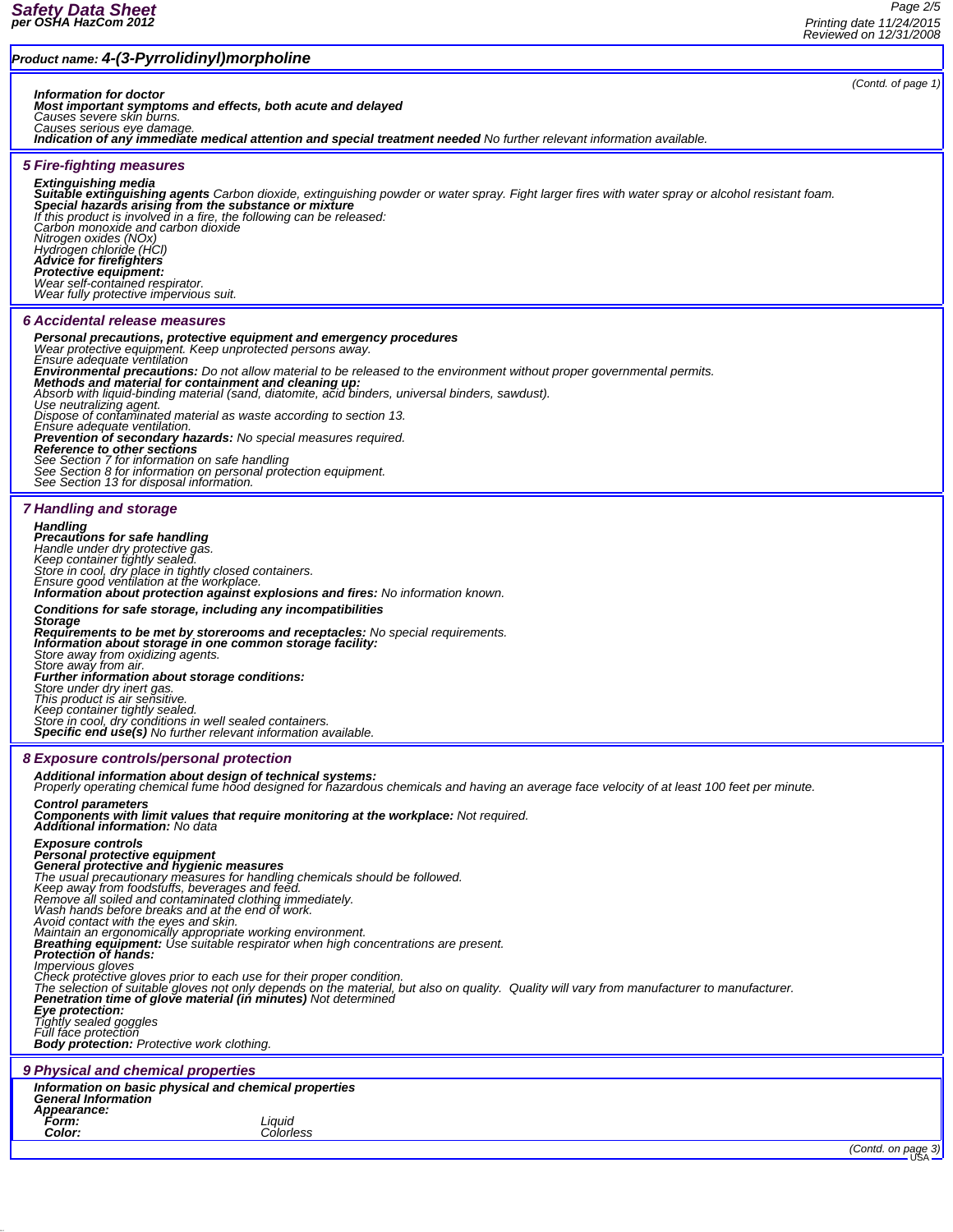**Product name: 4-(3-Pyrrolidinyl)morpholine**

(Contd. of page 1)

**Information for doctor**
**Most important symptoms and effects, both acute and delayed**
Causes severe skin burns.
Causes serious eye damage.
**Indication of any immediate medical attention and special treatment needed** No further relevant information available.

## 5 Fire-fighting measures

**Extinguishing media**
**Suitable extinguishing agents** Carbon dioxide, extinguishing powder or water spray. Fight larger fires with water spray or alcohol resistant foam.
**Special hazards arising from the substance or mixture**
If this product is involved in a fire, the following can be released:
Carbon monoxide and carbon dioxide
Nitrogen oxides (NOx)
Hydrogen chloride (HCl)
**Advice for firefighters**
**Protective equipment:**
Wear self-contained respirator.
Wear fully protective impervious suit.

## 6 Accidental release measures

**Personal precautions, protective equipment and emergency procedures**
Wear protective equipment. Keep unprotected persons away.
Ensure adequate ventilation
**Environmental precautions:** Do not allow material to be released to the environment without proper governmental permits.
**Methods and material for containment and cleaning up:**
Absorb with liquid-binding material (sand, diatomite, acid binders, universal binders, sawdust).
Use neutralizing agent.
Dispose of contaminated material as waste according to section 13.
Ensure adequate ventilation.
**Prevention of secondary hazards:** No special measures required.
**Reference to other sections**
See Section 7 for information on safe handling
See Section 8 for information on personal protection equipment.
See Section 13 for disposal information.

## 7 Handling and storage

**Handling**
**Precautions for safe handling**
Handle under dry protective gas.
Keep container tightly sealed.
Store in cool, dry place in tightly closed containers.
Ensure good ventilation at the workplace.
**Information about protection against explosions and fires:** No information known.

**Conditions for safe storage, including any incompatibilities**
**Storage**
**Requirements to be met by storerooms and receptacles:** No special requirements.
**Information about storage in one common storage facility:**
Store away from oxidizing agents.
Store away from air.
**Further information about storage conditions:**
Store under dry inert gas.
This product is air sensitive.
Keep container tightly sealed.
Store in cool, dry conditions in well sealed containers.
**Specific end use(s)** No further relevant information available.

## 8 Exposure controls/personal protection

**Additional information about design of technical systems:**
Properly operating chemical fume hood designed for hazardous chemicals and having an average face velocity of at least 100 feet per minute.

**Control parameters**
**Components with limit values that require monitoring at the workplace:** Not required.
**Additional information:** No data

**Exposure controls**
**Personal protective equipment**
**General protective and hygienic measures**
The usual precautionary measures for handling chemicals should be followed.
Keep away from foodstuffs, beverages and feed.
Remove all soiled and contaminated clothing immediately.
Wash hands before breaks and at the end of work.
Avoid contact with the eyes and skin.
Maintain an ergonomically appropriate working environment.
**Breathing equipment:** Use suitable respirator when high concentrations are present.
**Protection of hands:**
Impervious gloves
Check protective gloves prior to each use for their proper condition.
The selection of suitable gloves not only depends on the material, but also on quality. Quality will vary from manufacturer to manufacturer.
**Penetration time of glove material (in minutes)** Not determined
**Eye protection:**
Tightly sealed goggles
Full face protection
**Body protection:** Protective work clothing.

## 9 Physical and chemical properties

**Information on basic physical and chemical properties**
**General Information**
**Appearance:**

| | |
|---|---|
| **Form:** | Liquid |
| **Color:** | Colorless |

(Contd. on page 3)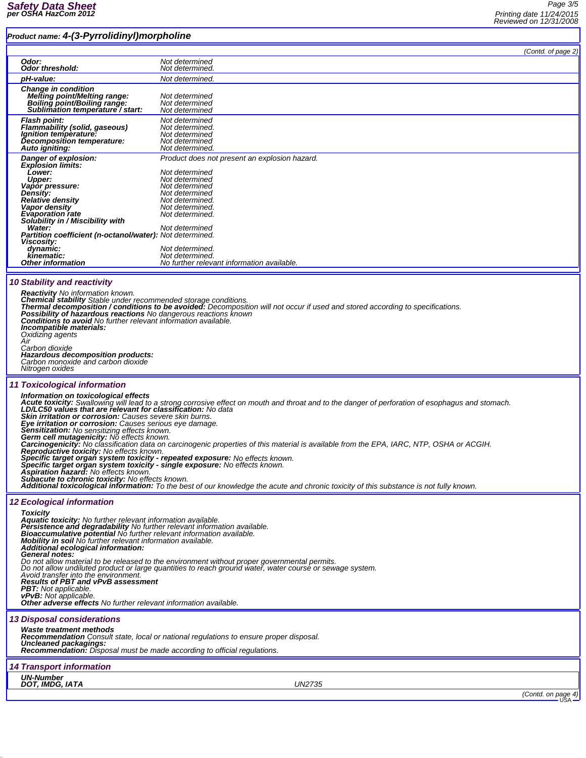**Product name: 4-(3-Pyrrolidinyl)morpholine**

(Contd. of page 2)

| | |
|---|---|
| **Odor:** | Not determined |
| **Odor threshold:** | Not determined. |
| **pH-value:** | Not determined. |
| **Change in condition** | |
| **Melting point/Melting range:** | Not determined |
| **Boiling point/Boiling range:** | Not determined |
| **Sublimation temperature / start:** | Not determined |
| **Flash point:** | Not determined |
| **Flammability (solid, gaseous)** | Not determined. |
| **Ignition temperature:** | Not determined |
| **Decomposition temperature:** | Not determined |
| **Auto igniting:** | Not determined. |
| **Danger of explosion:** | Product does not present an explosion hazard. |
| **Explosion limits:** | |
| **Lower:** | Not determined |
| **Upper:** | Not determined |
| **Vapor pressure:** | Not determined |
| **Density:** | Not determined |
| **Relative density** | Not determined. |
| **Vapor density** | Not determined. |
| **Evaporation rate** | Not determined. |
| **Solubility in / Miscibility with** | |
| **Water:** | Not determined |
| **Partition coefficient (n-octanol/water):** | Not determined. |
| **Viscosity:** | |
| **dynamic:** | Not determined. |
| **kinematic:** | Not determined. |
| **Other information** | No further relevant information available. |

## 10 Stability and reactivity

**Reactivity** No information known.
**Chemical stability** Stable under recommended storage conditions.
**Thermal decomposition / conditions to be avoided:** Decomposition will not occur if used and stored according to specifications.
**Possibility of hazardous reactions** No dangerous reactions known
**Conditions to avoid** No further relevant information available.
**Incompatible materials:**
Oxidizing agents
Air
Carbon dioxide
**Hazardous decomposition products:**
Carbon monoxide and carbon dioxide
Nitrogen oxides

## 11 Toxicological information

**Information on toxicological effects**
**Acute toxicity:** Swallowing will lead to a strong corrosive effect on mouth and throat and to the danger of perforation of esophagus and stomach.
**LD/LC50 values that are relevant for classification:** No data
**Skin irritation or corrosion:** Causes severe skin burns.
**Eye irritation or corrosion:** Causes serious eye damage.
**Sensitization:** No sensitizing effects known.
**Germ cell mutagenicity:** No effects known.
**Carcinogenicity:** No classification data on carcinogenic properties of this material is available from the EPA, IARC, NTP, OSHA or ACGIH.
**Reproductive toxicity:** No effects known.
**Specific target organ system toxicity - repeated exposure:** No effects known.
**Specific target organ system toxicity - single exposure:** No effects known.
**Aspiration hazard:** No effects known.
**Subacute to chronic toxicity:** No effects known.
**Additional toxicological information:** To the best of our knowledge the acute and chronic toxicity of this substance is not fully known.

## 12 Ecological information

**Toxicity**
**Aquatic toxicity:** No further relevant information available.
**Persistence and degradability** No further relevant information available.
**Bioaccumulative potential** No further relevant information available.
**Mobility in soil** No further relevant information available.
**Additional ecological information:**
**General notes:**
Do not allow material to be released to the environment without proper governmental permits.
Do not allow undiluted product or large quantities to reach ground water, water course or sewage system.
Avoid transfer into the environment.
**Results of PBT and vPvB assessment**
**PBT:** Not applicable.
**vPvB:** Not applicable.
**Other adverse effects** No further relevant information available.

## 13 Disposal considerations

**Waste treatment methods**
**Recommendation** Consult state, local or national regulations to ensure proper disposal.
**Uncleaned packagings:**
**Recommendation:** Disposal must be made according to official regulations.

## 14 Transport information

| | |
|---|---|
| **UN-Number** | |
| **DOT, IMDG, IATA** | UN2735 |

(Contd. on page 4)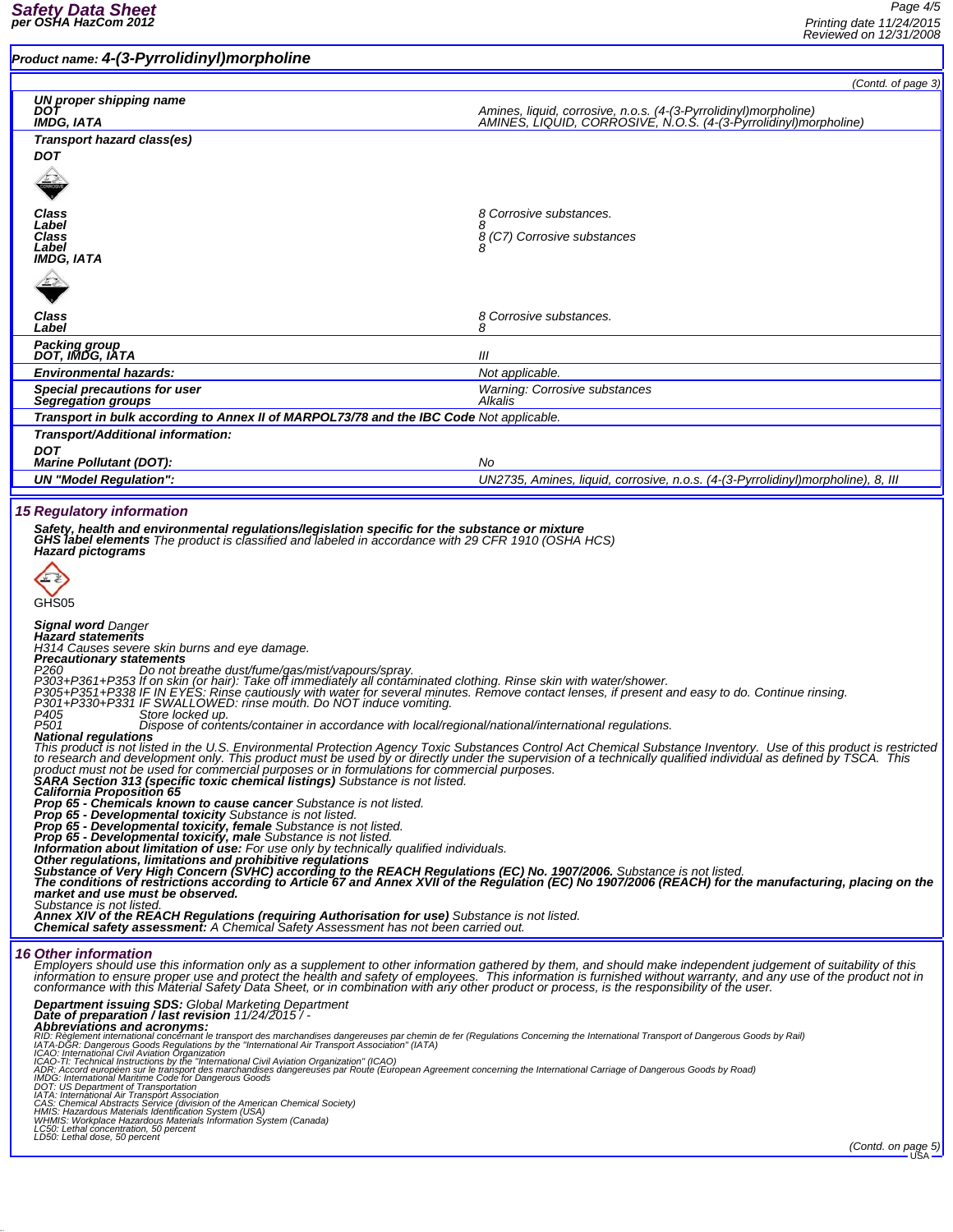**Product name: 4-(3-Pyrrolidinyl)morpholine**

(Contd. of page 3)

| | |
|---|---|
| **UN proper shipping name** | |
| **DOT** | Amines, liquid, corrosive, n.o.s. (4-(3-Pyrrolidinyl)morpholine) |
| **IMDG, IATA** | AMINES, LIQUID, CORROSIVE, N.O.S. (4-(3-Pyrrolidinyl)morpholine) |
| **Transport hazard class(es)** | |
| **DOT** | |
| **Class** | 8 Corrosive substances. |
| **Label** | 8 |
| **Class** | 8 (C7) Corrosive substances |
| **Label** | 8 |
| **IMDG, IATA** | |
| **Class** | 8 Corrosive substances. |
| **Label** | 8 |
| **Packing group** | |
| **DOT, IMDG, IATA** | III |
| **Environmental hazards:** | Not applicable. |
| **Special precautions for user** | Warning: Corrosive substances |
| **Segregation groups** | Alkalis |
| **Transport in bulk according to Annex II of MARPOL73/78 and the IBC Code** | Not applicable. |
| **Transport/Additional information:** | |
| **DOT** | |
| **Marine Pollutant (DOT):** | No |
| **UN "Model Regulation":** | UN2735, Amines, liquid, corrosive, n.o.s. (4-(3-Pyrrolidinyl)morpholine), 8, III |

## 15 Regulatory information

**Safety, health and environmental regulations/legislation specific for the substance or mixture**
**GHS label elements** The product is classified and labeled in accordance with 29 CFR 1910 (OSHA HCS)
**Hazard pictograms**

GHS05

**Signal word** Danger
**Hazard statements**
H314 Causes severe skin burns and eye damage.
**Precautionary statements**
P260 Do not breathe dust/fume/gas/mist/vapours/spray.
P303+P361+P353 If on skin (or hair): Take off immediately all contaminated clothing. Rinse skin with water/shower.
P305+P351+P338 IF IN EYES: Rinse cautiously with water for several minutes. Remove contact lenses, if present and easy to do. Continue rinsing.
P301+P330+P331 IF SWALLOWED: rinse mouth. Do NOT induce vomiting.
P405 Store locked up.
P501 Dispose of contents/container in accordance with local/regional/national/international regulations.
**National regulations**
This product is not listed in the U.S. Environmental Protection Agency Toxic Substances Control Act Chemical Substance Inventory. Use of this product is restricted to research and development only. This product must be used by or directly under the supervision of a technically qualified individual as defined by TSCA. This product must not be used for commercial purposes or in formulations for commercial purposes.
**SARA Section 313 (specific toxic chemical listings)** Substance is not listed.
**California Proposition 65**
**Prop 65 - Chemicals known to cause cancer** Substance is not listed.
**Prop 65 - Developmental toxicity** Substance is not listed.
**Prop 65 - Developmental toxicity, female** Substance is not listed.
**Prop 65 - Developmental toxicity, male** Substance is not listed.
**Information about limitation of use:** For use only by technically qualified individuals.
**Other regulations, limitations and prohibitive regulations**
**Substance of Very High Concern (SVHC) according to the REACH Regulations (EC) No. 1907/2006.** Substance is not listed.
**The conditions of restrictions according to Article 67 and Annex XVII of the Regulation (EC) No 1907/2006 (REACH) for the manufacturing, placing on the market and use must be observed.**
Substance is not listed.
**Annex XIV of the REACH Regulations (requiring Authorisation for use)** Substance is not listed.
**Chemical safety assessment:** A Chemical Safety Assessment has not been carried out.

## 16 Other information

Employers should use this information only as a supplement to other information gathered by them, and should make independent judgement of suitability of this information to ensure proper use and protect the health and safety of employees. This information is furnished without warranty, and any use of the product not in conformance with this Material Safety Data Sheet, or in combination with any other product or process, is the responsibility of the user.

**Department issuing SDS:** Global Marketing Department
**Date of preparation / last revision** 11/24/2015 / -
**Abbreviations and acronyms:**
RID: Règlement international concernant le transport des marchandises dangereuses par chemin de fer (Regulations Concerning the International Transport of Dangerous Goods by Rail)
IATA-DGR: Dangerous Goods Regulations by the "International Air Transport Association" (IATA)
ICAO: International Civil Aviation Organization
ICAO-TI: Technical Instructions by the "International Civil Aviation Organization" (ICAO)
ADR: Accord européen sur le transport des marchandises dangereuses par Route (European Agreement concerning the International Carriage of Dangerous Goods by Road)
IMDG: International Maritime Code for Dangerous Goods
DOT: US Department of Transportation
IATA: International Air Transport Association
CAS: Chemical Abstracts Service (division of the American Chemical Society)
HMIS: Hazardous Materials Identification System (USA)
WHMIS: Workplace Hazardous Materials Information System (Canada)
LC50: Lethal concentration, 50 percent
LD50: Lethal dose, 50 percent

(Contd. on page 5)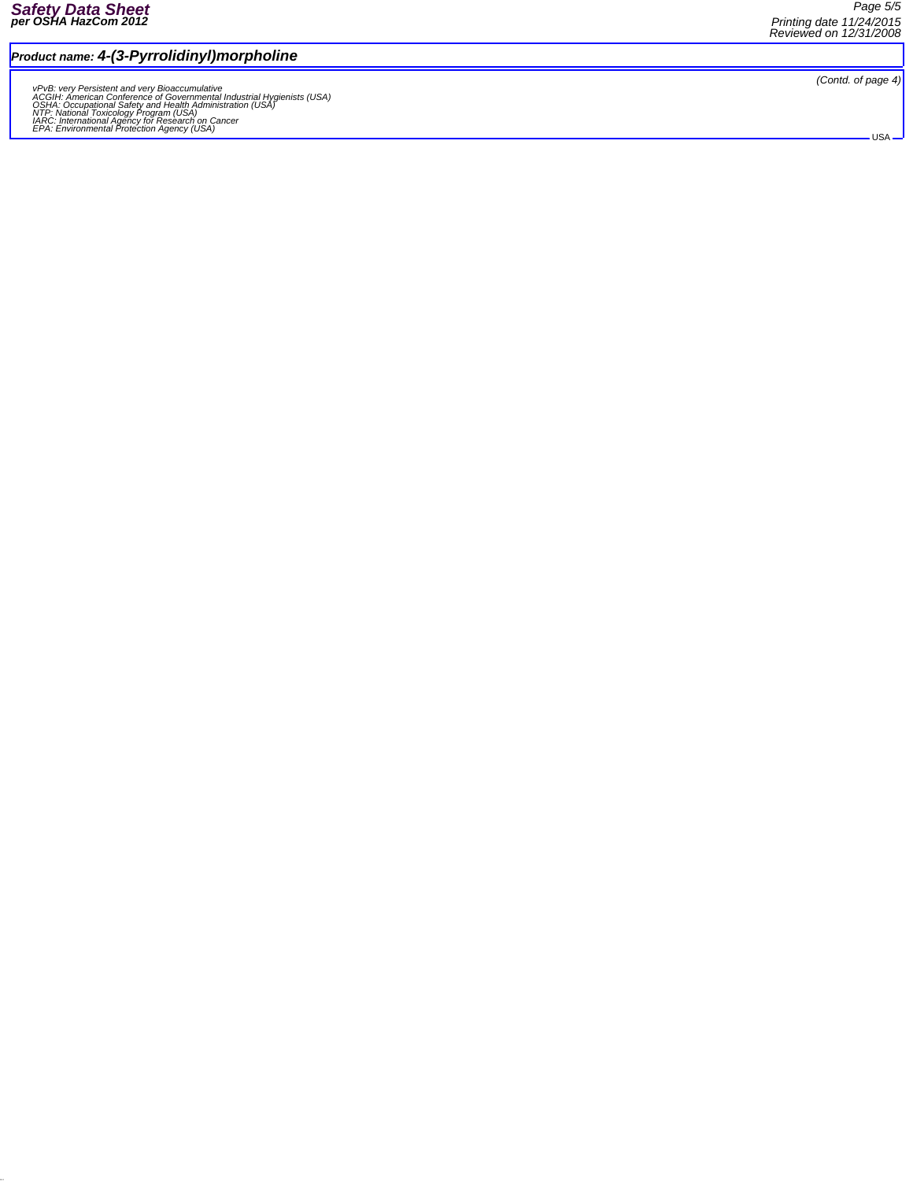**Product name: 4-(3-Pyrrolidinyl)morpholine**

(Contd. of page 4)

*vPvB: very Persistent and very Bioaccumulative*
*ACGIH: American Conference of Governmental Industrial Hygienists (USA)*
*OSHA: Occupational Safety and Health Administration (USA)*
*NTP: National Toxicology Program (USA)*
*IARC: International Agency for Research on Cancer*
*EPA: Environmental Protection Agency (USA)*